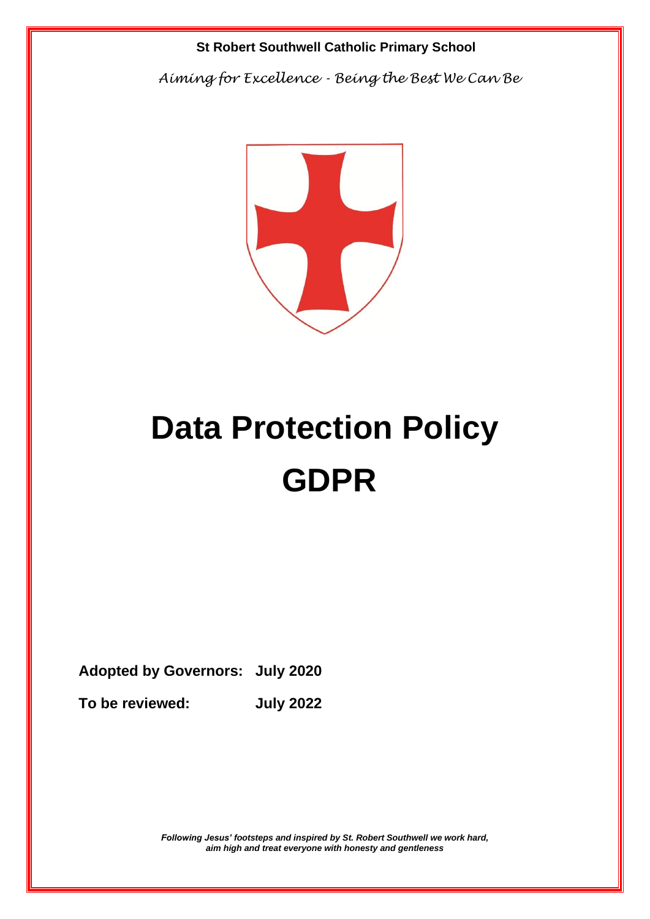**St Robert Southwell Catholic Primary School**

*Aiming for Excellence - Being the Best We Can Be*

# Data Protection Policy

# GDPR

**Adopted by Governors: July 2020**

**To be reviewed: July 2022**

***Following Jesus' footsteps and inspired by St. Robert Southwell we work hard, aim high and treat everyone with honesty and gentleness***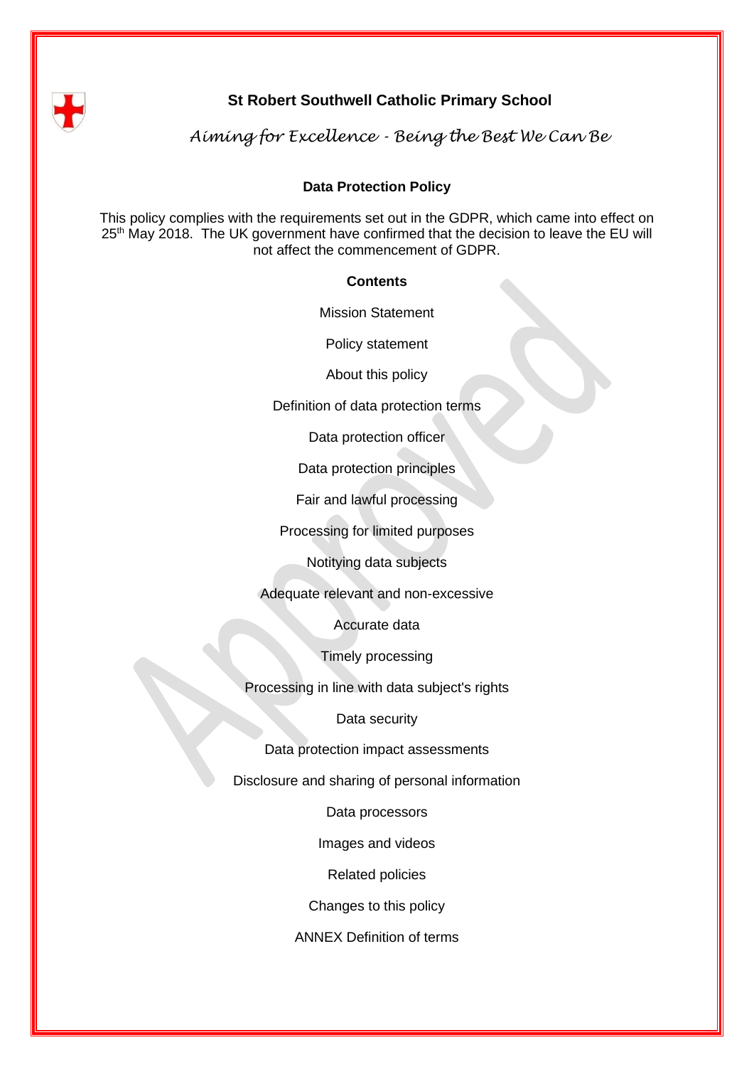# St Robert Southwell Catholic Primary School

*Aiming for Excellence - Being the Best We Can Be*

## Data Protection Policy

This policy complies with the requirements set out in the GDPR, which came into effect on 25th May 2018. The UK government have confirmed that the decision to leave the EU will not affect the commencement of GDPR.

### Contents

Mission Statement

Policy statement

About this policy

Definition of data protection terms

Data protection officer

Data protection principles

Fair and lawful processing

Processing for limited purposes

Notitying data subjects

Adequate relevant and non-excessive

Accurate data

Timely processing

Processing in line with data subject's rights

Data security

Data protection impact assessments

Disclosure and sharing of personal information

Data processors

Images and videos

Related policies

Changes to this policy

ANNEX Definition of terms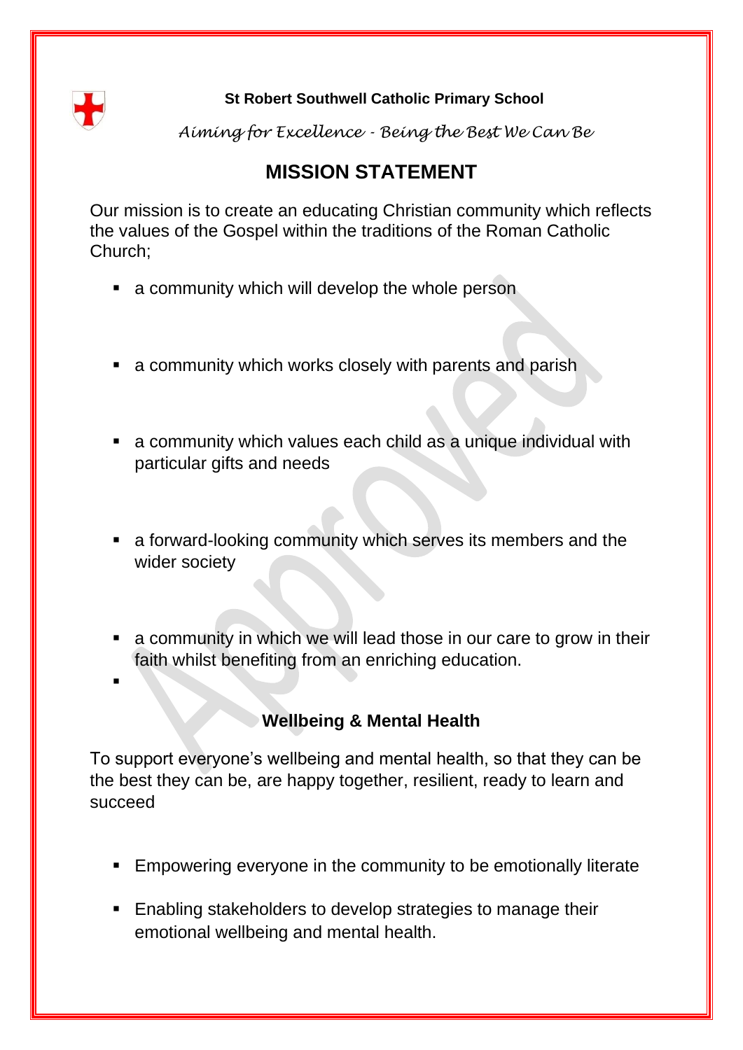**St Robert Southwell Catholic Primary School**

*Aiming for Excellence - Being the Best We Can Be*

# MISSION STATEMENT

Our mission is to create an educating Christian community which reflects the values of the Gospel within the traditions of the Roman Catholic Church;

- a community which will develop the whole person
- a community which works closely with parents and parish
- a community which values each child as a unique individual with particular gifts and needs
- a forward-looking community which serves its members and the wider society
- a community in which we will lead those in our care to grow in their faith whilst benefiting from an enriching education.

## Wellbeing & Mental Health

To support everyone's wellbeing and mental health, so that they can be the best they can be, are happy together, resilient, ready to learn and succeed

- Empowering everyone in the community to be emotionally literate
- Enabling stakeholders to develop strategies to manage their emotional wellbeing and mental health.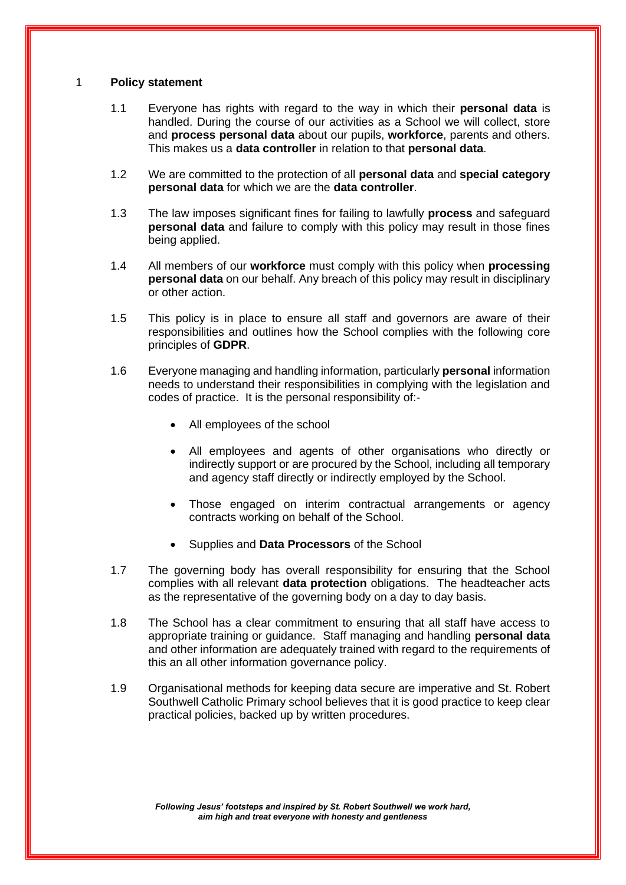## 1 Policy statement

1.1 Everyone has rights with regard to the way in which their **personal data** is handled. During the course of our activities as a School we will collect, store and **process personal data** about our pupils, **workforce**, parents and others. This makes us a **data controller** in relation to that **personal data**.

1.2 We are committed to the protection of all **personal data** and **special category personal data** for which we are the **data controller**.

1.3 The law imposes significant fines for failing to lawfully **process** and safeguard **personal data** and failure to comply with this policy may result in those fines being applied.

1.4 All members of our **workforce** must comply with this policy when **processing personal data** on our behalf. Any breach of this policy may result in disciplinary or other action.

1.5 This policy is in place to ensure all staff and governors are aware of their responsibilities and outlines how the School complies with the following core principles of **GDPR**.

1.6 Everyone managing and handling information, particularly **personal** information needs to understand their responsibilities in complying with the legislation and codes of practice. It is the personal responsibility of:-

- All employees of the school
- All employees and agents of other organisations who directly or indirectly support or are procured by the School, including all temporary and agency staff directly or indirectly employed by the School.
- Those engaged on interim contractual arrangements or agency contracts working on behalf of the School.
- Supplies and **Data Processors** of the School

1.7 The governing body has overall responsibility for ensuring that the School complies with all relevant **data protection** obligations. The headteacher acts as the representative of the governing body on a day to day basis.

1.8 The School has a clear commitment to ensuring that all staff have access to appropriate training or guidance. Staff managing and handling **personal data** and other information are adequately trained with regard to the requirements of this an all other information governance policy.

1.9 Organisational methods for keeping data secure are imperative and St. Robert Southwell Catholic Primary school believes that it is good practice to keep clear practical policies, backed up by written procedures.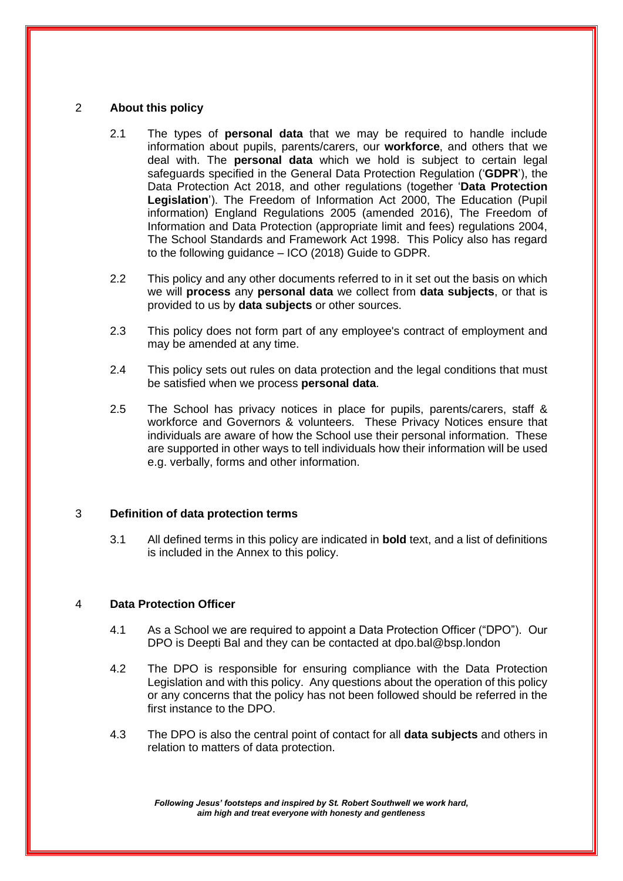## 2 About this policy

2.1 The types of **personal data** that we may be required to handle include information about pupils, parents/carers, our **workforce**, and others that we deal with. The **personal data** which we hold is subject to certain legal safeguards specified in the General Data Protection Regulation ('**GDPR**'), the Data Protection Act 2018, and other regulations (together '**Data Protection Legislation**'). The Freedom of Information Act 2000, The Education (Pupil information) England Regulations 2005 (amended 2016), The Freedom of Information and Data Protection (appropriate limit and fees) regulations 2004, The School Standards and Framework Act 1998. This Policy also has regard to the following guidance – ICO (2018) Guide to GDPR.

2.2 This policy and any other documents referred to in it set out the basis on which we will **process** any **personal data** we collect from **data subjects**, or that is provided to us by **data subjects** or other sources.

2.3 This policy does not form part of any employee's contract of employment and may be amended at any time.

2.4 This policy sets out rules on data protection and the legal conditions that must be satisfied when we process **personal data**.

2.5 The School has privacy notices in place for pupils, parents/carers, staff & workforce and Governors & volunteers. These Privacy Notices ensure that individuals are aware of how the School use their personal information. These are supported in other ways to tell individuals how their information will be used e.g. verbally, forms and other information.

## 3 Definition of data protection terms

3.1 All defined terms in this policy are indicated in **bold** text, and a list of definitions is included in the Annex to this policy.

## 4 Data Protection Officer

4.1 As a School we are required to appoint a Data Protection Officer ("DPO"). Our DPO is Deepti Bal and they can be contacted at dpo.bal@bsp.london

4.2 The DPO is responsible for ensuring compliance with the Data Protection Legislation and with this policy. Any questions about the operation of this policy or any concerns that the policy has not been followed should be referred in the first instance to the DPO.

4.3 The DPO is also the central point of contact for all **data subjects** and others in relation to matters of data protection.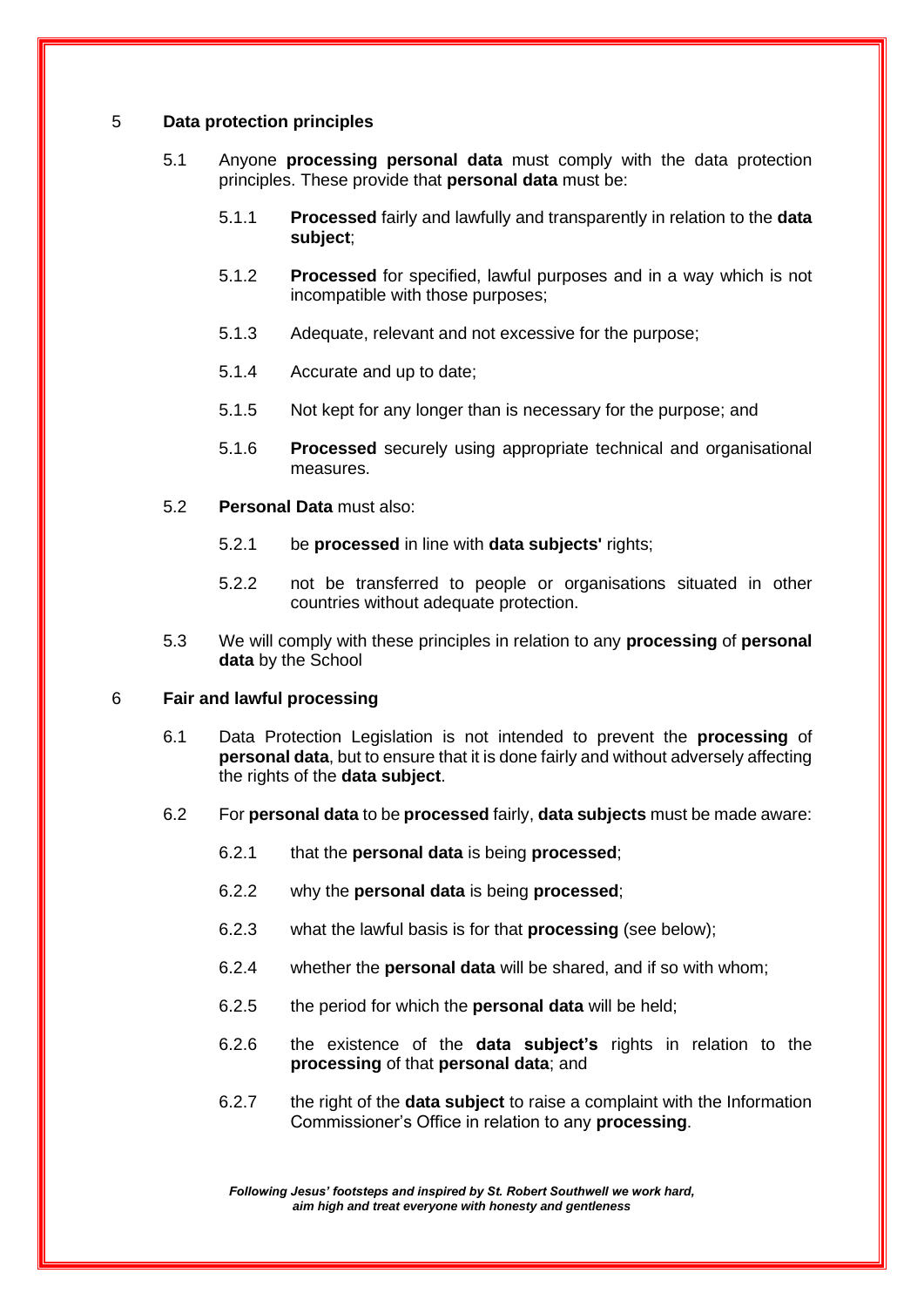## 5 Data protection principles

5.1 Anyone **processing personal data** must comply with the data protection principles. These provide that **personal data** must be:

5.1.1 **Processed** fairly and lawfully and transparently in relation to the **data subject**;

5.1.2 **Processed** for specified, lawful purposes and in a way which is not incompatible with those purposes;

5.1.3 Adequate, relevant and not excessive for the purpose;

5.1.4 Accurate and up to date;

5.1.5 Not kept for any longer than is necessary for the purpose; and

5.1.6 **Processed** securely using appropriate technical and organisational measures.

5.2 **Personal Data** must also:

5.2.1 be **processed** in line with **data subjects'** rights;

5.2.2 not be transferred to people or organisations situated in other countries without adequate protection.

5.3 We will comply with these principles in relation to any **processing** of **personal data** by the School

## 6 Fair and lawful processing

6.1 Data Protection Legislation is not intended to prevent the **processing** of **personal data**, but to ensure that it is done fairly and without adversely affecting the rights of the **data subject**.

6.2 For **personal data** to be **processed** fairly, **data subjects** must be made aware:

6.2.1 that the **personal data** is being **processed**;

6.2.2 why the **personal data** is being **processed**;

6.2.3 what the lawful basis is for that **processing** (see below);

6.2.4 whether the **personal data** will be shared, and if so with whom;

6.2.5 the period for which the **personal data** will be held;

6.2.6 the existence of the **data subject's** rights in relation to the **processing** of that **personal data**; and

6.2.7 the right of the **data subject** to raise a complaint with the Information Commissioner's Office in relation to any **processing**.

***Following Jesus' footsteps and inspired by St. Robert Southwell we work hard, aim high and treat everyone with honesty and gentleness***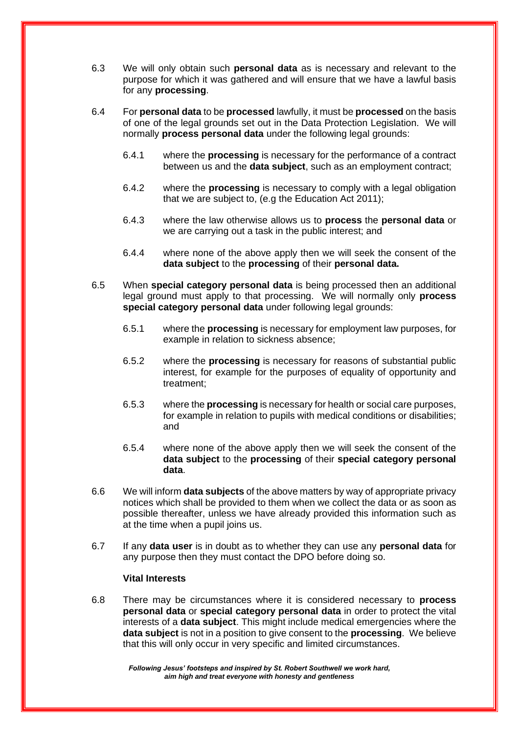6.3 We will only obtain such **personal data** as is necessary and relevant to the purpose for which it was gathered and will ensure that we have a lawful basis for any **processing**.

6.4 For **personal data** to be **processed** lawfully, it must be **processed** on the basis of one of the legal grounds set out in the Data Protection Legislation. We will normally **process personal data** under the following legal grounds:

6.4.1 where the **processing** is necessary for the performance of a contract between us and the **data subject**, such as an employment contract;

6.4.2 where the **processing** is necessary to comply with a legal obligation that we are subject to, (e.g the Education Act 2011);

6.4.3 where the law otherwise allows us to **process** the **personal data** or we are carrying out a task in the public interest; and

6.4.4 where none of the above apply then we will seek the consent of the **data subject** to the **processing** of their **personal data.**

6.5 When **special category personal data** is being processed then an additional legal ground must apply to that processing. We will normally only **process special category personal data** under following legal grounds:

6.5.1 where the **processing** is necessary for employment law purposes, for example in relation to sickness absence;

6.5.2 where the **processing** is necessary for reasons of substantial public interest, for example for the purposes of equality of opportunity and treatment;

6.5.3 where the **processing** is necessary for health or social care purposes, for example in relation to pupils with medical conditions or disabilities; and

6.5.4 where none of the above apply then we will seek the consent of the **data subject** to the **processing** of their **special category personal data**.

6.6 We will inform **data subjects** of the above matters by way of appropriate privacy notices which shall be provided to them when we collect the data or as soon as possible thereafter, unless we have already provided this information such as at the time when a pupil joins us.

6.7 If any **data user** is in doubt as to whether they can use any **personal data** for any purpose then they must contact the DPO before doing so.

**Vital Interests**

6.8 There may be circumstances where it is considered necessary to **process personal data** or **special category personal data** in order to protect the vital interests of a **data subject**. This might include medical emergencies where the **data subject** is not in a position to give consent to the **processing**. We believe that this will only occur in very specific and limited circumstances.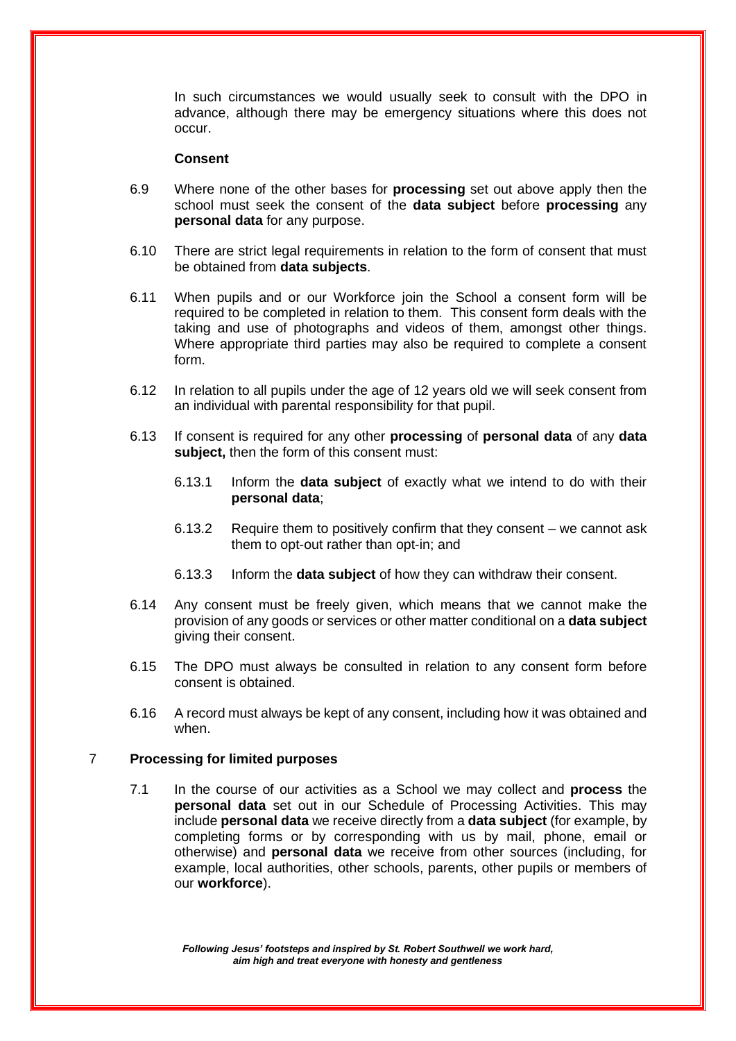In such circumstances we would usually seek to consult with the DPO in advance, although there may be emergency situations where this does not occur.

**Consent**

6.9 Where none of the other bases for **processing** set out above apply then the school must seek the consent of the **data subject** before **processing** any **personal data** for any purpose.

6.10 There are strict legal requirements in relation to the form of consent that must be obtained from **data subjects**.

6.11 When pupils and or our Workforce join the School a consent form will be required to be completed in relation to them. This consent form deals with the taking and use of photographs and videos of them, amongst other things. Where appropriate third parties may also be required to complete a consent form.

6.12 In relation to all pupils under the age of 12 years old we will seek consent from an individual with parental responsibility for that pupil.

6.13 If consent is required for any other **processing** of **personal data** of any **data subject,** then the form of this consent must:

6.13.1 Inform the **data subject** of exactly what we intend to do with their **personal data**;

6.13.2 Require them to positively confirm that they consent – we cannot ask them to opt-out rather than opt-in; and

6.13.3 Inform the **data subject** of how they can withdraw their consent.

6.14 Any consent must be freely given, which means that we cannot make the provision of any goods or services or other matter conditional on a **data subject** giving their consent.

6.15 The DPO must always be consulted in relation to any consent form before consent is obtained.

6.16 A record must always be kept of any consent, including how it was obtained and when.

## 7 Processing for limited purposes

7.1 In the course of our activities as a School we may collect and **process** the **personal data** set out in our Schedule of Processing Activities. This may include **personal data** we receive directly from a **data subject** (for example, by completing forms or by corresponding with us by mail, phone, email or otherwise) and **personal data** we receive from other sources (including, for example, local authorities, other schools, parents, other pupils or members of our **workforce**).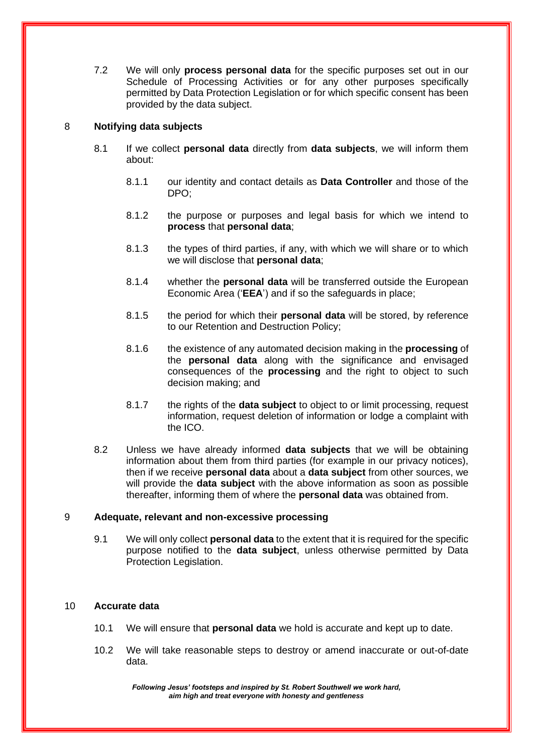7.2 We will only **process personal data** for the specific purposes set out in our Schedule of Processing Activities or for any other purposes specifically permitted by Data Protection Legislation or for which specific consent has been provided by the data subject.

## 8 Notifying data subjects

8.1 If we collect **personal data** directly from **data subjects**, we will inform them about:

8.1.1 our identity and contact details as **Data Controller** and those of the DPO;

8.1.2 the purpose or purposes and legal basis for which we intend to **process** that **personal data**;

8.1.3 the types of third parties, if any, with which we will share or to which we will disclose that **personal data**;

8.1.4 whether the **personal data** will be transferred outside the European Economic Area ('**EEA**') and if so the safeguards in place;

8.1.5 the period for which their **personal data** will be stored, by reference to our Retention and Destruction Policy;

8.1.6 the existence of any automated decision making in the **processing** of the **personal data** along with the significance and envisaged consequences of the **processing** and the right to object to such decision making; and

8.1.7 the rights of the **data subject** to object to or limit processing, request information, request deletion of information or lodge a complaint with the ICO.

8.2 Unless we have already informed **data subjects** that we will be obtaining information about them from third parties (for example in our privacy notices), then if we receive **personal data** about a **data subject** from other sources, we will provide the **data subject** with the above information as soon as possible thereafter, informing them of where the **personal data** was obtained from.

## 9 Adequate, relevant and non-excessive processing

9.1 We will only collect **personal data** to the extent that it is required for the specific purpose notified to the **data subject**, unless otherwise permitted by Data Protection Legislation.

## 10 Accurate data

10.1 We will ensure that **personal data** we hold is accurate and kept up to date.

10.2 We will take reasonable steps to destroy or amend inaccurate or out-of-date data.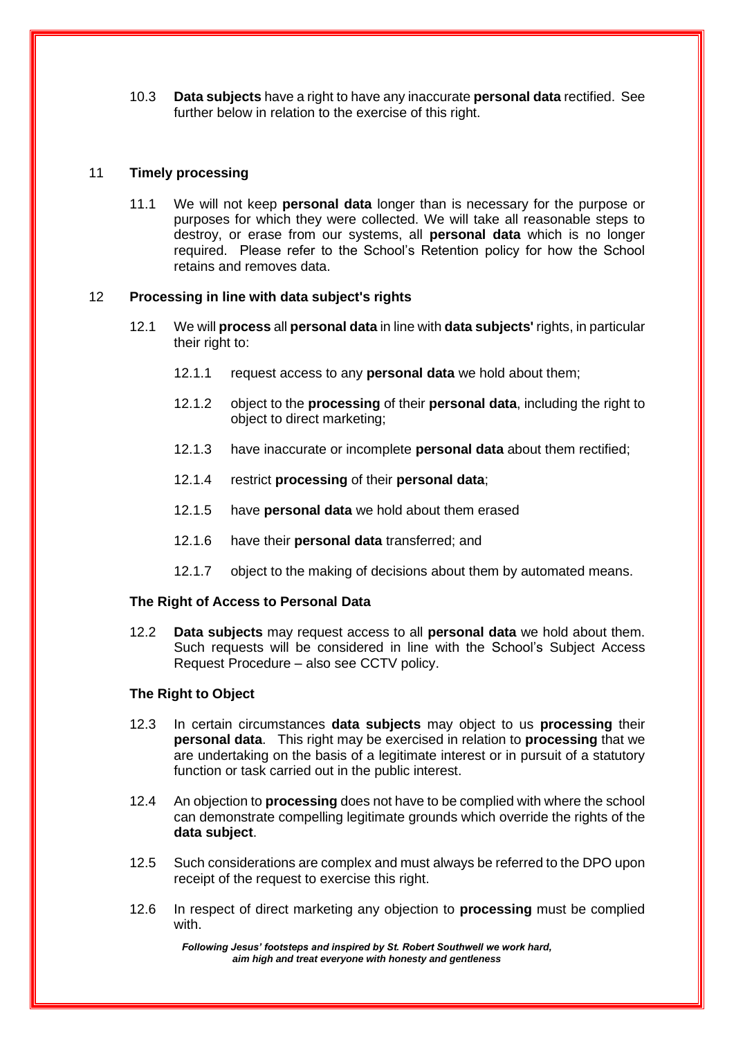10.3 **Data subjects** have a right to have any inaccurate **personal data** rectified. See further below in relation to the exercise of this right.

## 11 Timely processing

11.1 We will not keep **personal data** longer than is necessary for the purpose or purposes for which they were collected. We will take all reasonable steps to destroy, or erase from our systems, all **personal data** which is no longer required. Please refer to the School's Retention policy for how the School retains and removes data.

## 12 Processing in line with data subject's rights

12.1 We will **process** all **personal data** in line with **data subjects'** rights, in particular their right to:

12.1.1 request access to any **personal data** we hold about them;

12.1.2 object to the **processing** of their **personal data**, including the right to object to direct marketing;

12.1.3 have inaccurate or incomplete **personal data** about them rectified;

12.1.4 restrict **processing** of their **personal data**;

12.1.5 have **personal data** we hold about them erased

12.1.6 have their **personal data** transferred; and

12.1.7 object to the making of decisions about them by automated means.

### The Right of Access to Personal Data

12.2 **Data subjects** may request access to all **personal data** we hold about them. Such requests will be considered in line with the School's Subject Access Request Procedure – also see CCTV policy.

### The Right to Object

12.3 In certain circumstances **data subjects** may object to us **processing** their **personal data**. This right may be exercised in relation to **processing** that we are undertaking on the basis of a legitimate interest or in pursuit of a statutory function or task carried out in the public interest.

12.4 An objection to **processing** does not have to be complied with where the school can demonstrate compelling legitimate grounds which override the rights of the **data subject**.

12.5 Such considerations are complex and must always be referred to the DPO upon receipt of the request to exercise this right.

12.6 In respect of direct marketing any objection to **processing** must be complied with.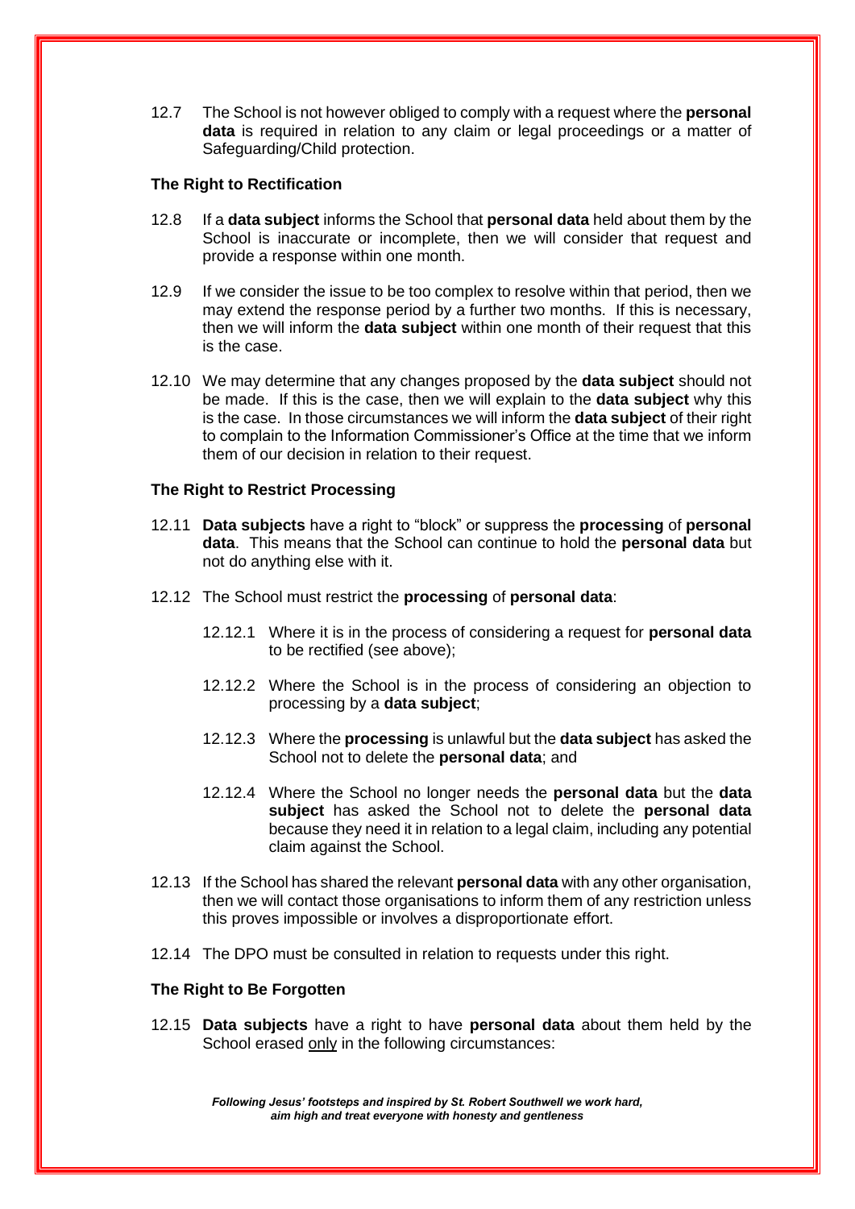12.7 The School is not however obliged to comply with a request where the **personal data** is required in relation to any claim or legal proceedings or a matter of Safeguarding/Child protection.

**The Right to Rectification**

12.8 If a **data subject** informs the School that **personal data** held about them by the School is inaccurate or incomplete, then we will consider that request and provide a response within one month.

12.9 If we consider the issue to be too complex to resolve within that period, then we may extend the response period by a further two months. If this is necessary, then we will inform the **data subject** within one month of their request that this is the case.

12.10 We may determine that any changes proposed by the **data subject** should not be made. If this is the case, then we will explain to the **data subject** why this is the case. In those circumstances we will inform the **data subject** of their right to complain to the Information Commissioner's Office at the time that we inform them of our decision in relation to their request.

**The Right to Restrict Processing**

12.11 **Data subjects** have a right to "block" or suppress the **processing** of **personal data**. This means that the School can continue to hold the **personal data** but not do anything else with it.

12.12 The School must restrict the **processing** of **personal data**:

12.12.1 Where it is in the process of considering a request for **personal data** to be rectified (see above);

12.12.2 Where the School is in the process of considering an objection to processing by a **data subject**;

12.12.3 Where the **processing** is unlawful but the **data subject** has asked the School not to delete the **personal data**; and

12.12.4 Where the School no longer needs the **personal data** but the **data subject** has asked the School not to delete the **personal data** because they need it in relation to a legal claim, including any potential claim against the School.

12.13 If the School has shared the relevant **personal data** with any other organisation, then we will contact those organisations to inform them of any restriction unless this proves impossible or involves a disproportionate effort.

12.14 The DPO must be consulted in relation to requests under this right.

**The Right to Be Forgotten**

12.15 **Data subjects** have a right to have **personal data** about them held by the School erased <u>only</u> in the following circumstances: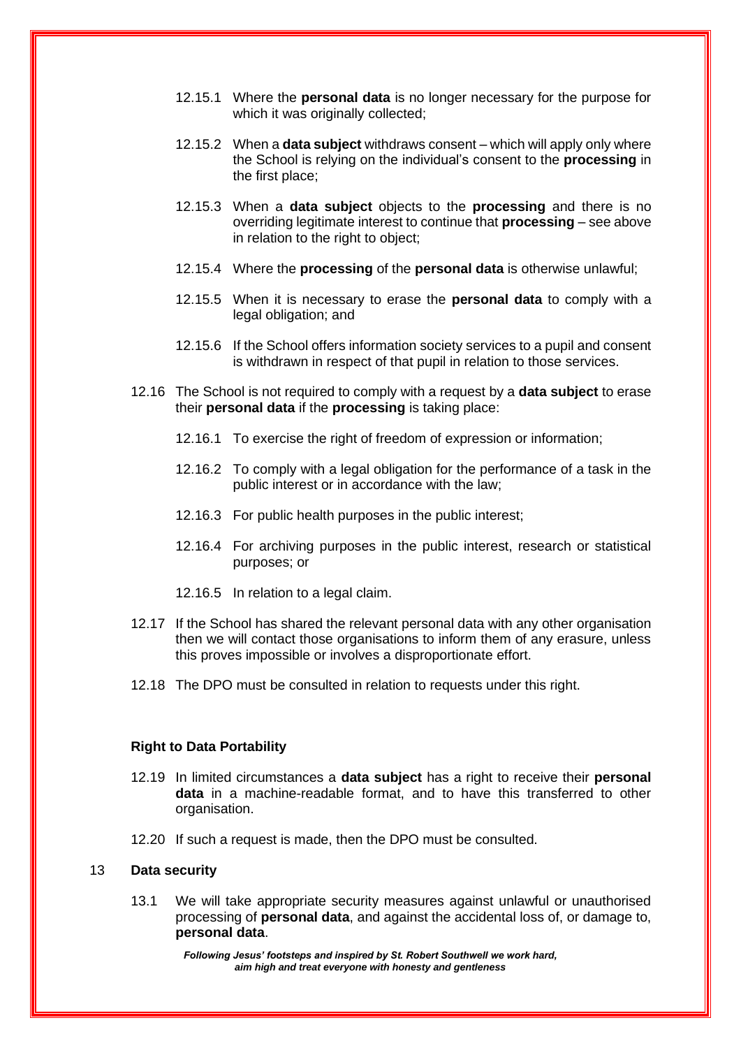12.15.1 Where the **personal data** is no longer necessary for the purpose for which it was originally collected;

12.15.2 When a **data subject** withdraws consent – which will apply only where the School is relying on the individual's consent to the **processing** in the first place;

12.15.3 When a **data subject** objects to the **processing** and there is no overriding legitimate interest to continue that **processing** – see above in relation to the right to object;

12.15.4 Where the **processing** of the **personal data** is otherwise unlawful;

12.15.5 When it is necessary to erase the **personal data** to comply with a legal obligation; and

12.15.6 If the School offers information society services to a pupil and consent is withdrawn in respect of that pupil in relation to those services.

12.16 The School is not required to comply with a request by a **data subject** to erase their **personal data** if the **processing** is taking place:

12.16.1 To exercise the right of freedom of expression or information;

12.16.2 To comply with a legal obligation for the performance of a task in the public interest or in accordance with the law;

12.16.3 For public health purposes in the public interest;

12.16.4 For archiving purposes in the public interest, research or statistical purposes; or

12.16.5 In relation to a legal claim.

12.17 If the School has shared the relevant personal data with any other organisation then we will contact those organisations to inform them of any erasure, unless this proves impossible or involves a disproportionate effort.

12.18 The DPO must be consulted in relation to requests under this right.

**Right to Data Portability**

12.19 In limited circumstances a **data subject** has a right to receive their **personal data** in a machine-readable format, and to have this transferred to other organisation.

12.20 If such a request is made, then the DPO must be consulted.

## 13 Data security

13.1 We will take appropriate security measures against unlawful or unauthorised processing of **personal data**, and against the accidental loss of, or damage to, **personal data**.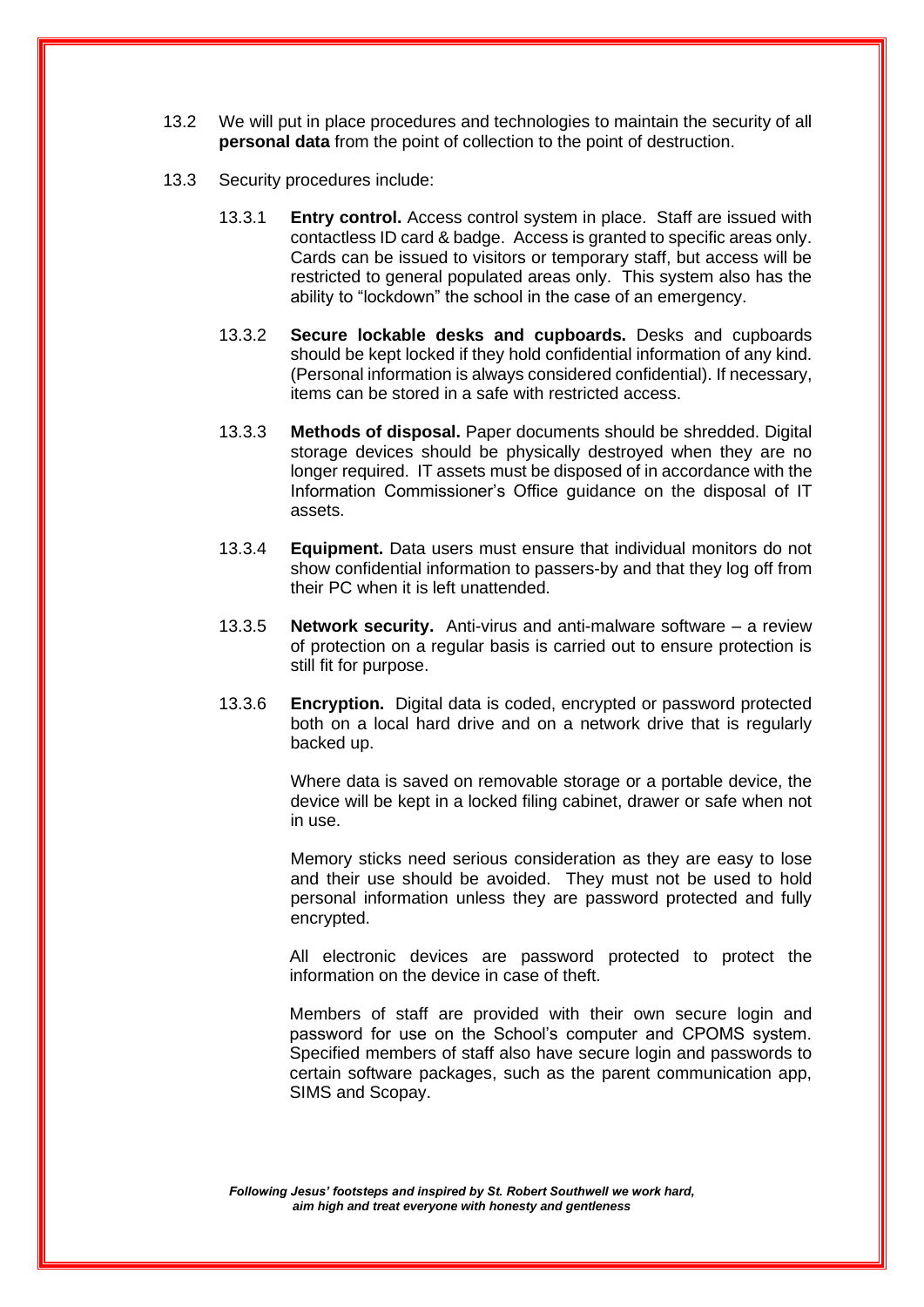13.2 We will put in place procedures and technologies to maintain the security of all **personal data** from the point of collection to the point of destruction.

13.3 Security procedures include:

13.3.1 **Entry control.** Access control system in place. Staff are issued with contactless ID card & badge. Access is granted to specific areas only. Cards can be issued to visitors or temporary staff, but access will be restricted to general populated areas only. This system also has the ability to "lockdown" the school in the case of an emergency.

13.3.2 **Secure lockable desks and cupboards.** Desks and cupboards should be kept locked if they hold confidential information of any kind. (Personal information is always considered confidential). If necessary, items can be stored in a safe with restricted access.

13.3.3 **Methods of disposal.** Paper documents should be shredded. Digital storage devices should be physically destroyed when they are no longer required. IT assets must be disposed of in accordance with the Information Commissioner's Office guidance on the disposal of IT assets.

13.3.4 **Equipment.** Data users must ensure that individual monitors do not show confidential information to passers-by and that they log off from their PC when it is left unattended.

13.3.5 **Network security.** Anti-virus and anti-malware software – a review of protection on a regular basis is carried out to ensure protection is still fit for purpose.

13.3.6 **Encryption.** Digital data is coded, encrypted or password protected both on a local hard drive and on a network drive that is regularly backed up.

Where data is saved on removable storage or a portable device, the device will be kept in a locked filing cabinet, drawer or safe when not in use.

Memory sticks need serious consideration as they are easy to lose and their use should be avoided. They must not be used to hold personal information unless they are password protected and fully encrypted.

All electronic devices are password protected to protect the information on the device in case of theft.

Members of staff are provided with their own secure login and password for use on the School's computer and CPOMS system. Specified members of staff also have secure login and passwords to certain software packages, such as the parent communication app, SIMS and Scopay.

*Following Jesus' footsteps and inspired by St. Robert Southwell we work hard, aim high and treat everyone with honesty and gentleness*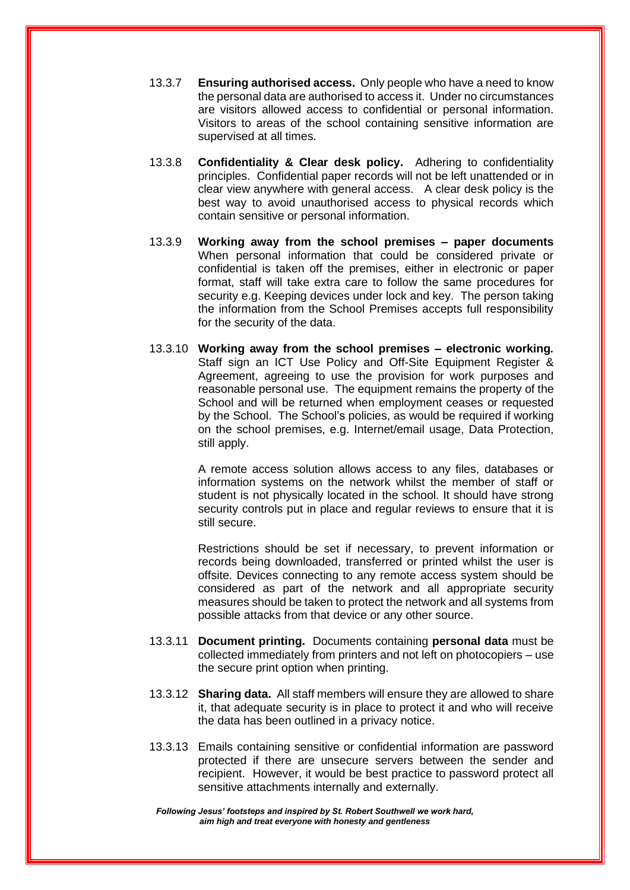13.3.7 **Ensuring authorised access.** Only people who have a need to know the personal data are authorised to access it. Under no circumstances are visitors allowed access to confidential or personal information. Visitors to areas of the school containing sensitive information are supervised at all times.

13.3.8 **Confidentiality & Clear desk policy.** Adhering to confidentiality principles. Confidential paper records will not be left unattended or in clear view anywhere with general access. A clear desk policy is the best way to avoid unauthorised access to physical records which contain sensitive or personal information.

13.3.9 **Working away from the school premises – paper documents** When personal information that could be considered private or confidential is taken off the premises, either in electronic or paper format, staff will take extra care to follow the same procedures for security e.g. Keeping devices under lock and key. The person taking the information from the School Premises accepts full responsibility for the security of the data.

13.3.10 **Working away from the school premises – electronic working.** Staff sign an ICT Use Policy and Off-Site Equipment Register & Agreement, agreeing to use the provision for work purposes and reasonable personal use. The equipment remains the property of the School and will be returned when employment ceases or requested by the School. The School's policies, as would be required if working on the school premises, e.g. Internet/email usage, Data Protection, still apply.

A remote access solution allows access to any files, databases or information systems on the network whilst the member of staff or student is not physically located in the school. It should have strong security controls put in place and regular reviews to ensure that it is still secure.

Restrictions should be set if necessary, to prevent information or records being downloaded, transferred or printed whilst the user is offsite. Devices connecting to any remote access system should be considered as part of the network and all appropriate security measures should be taken to protect the network and all systems from possible attacks from that device or any other source.

13.3.11 **Document printing.** Documents containing **personal data** must be collected immediately from printers and not left on photocopiers – use the secure print option when printing.

13.3.12 **Sharing data.** All staff members will ensure they are allowed to share it, that adequate security is in place to protect it and who will receive the data has been outlined in a privacy notice.

13.3.13 Emails containing sensitive or confidential information are password protected if there are unsecure servers between the sender and recipient. However, it would be best practice to password protect all sensitive attachments internally and externally.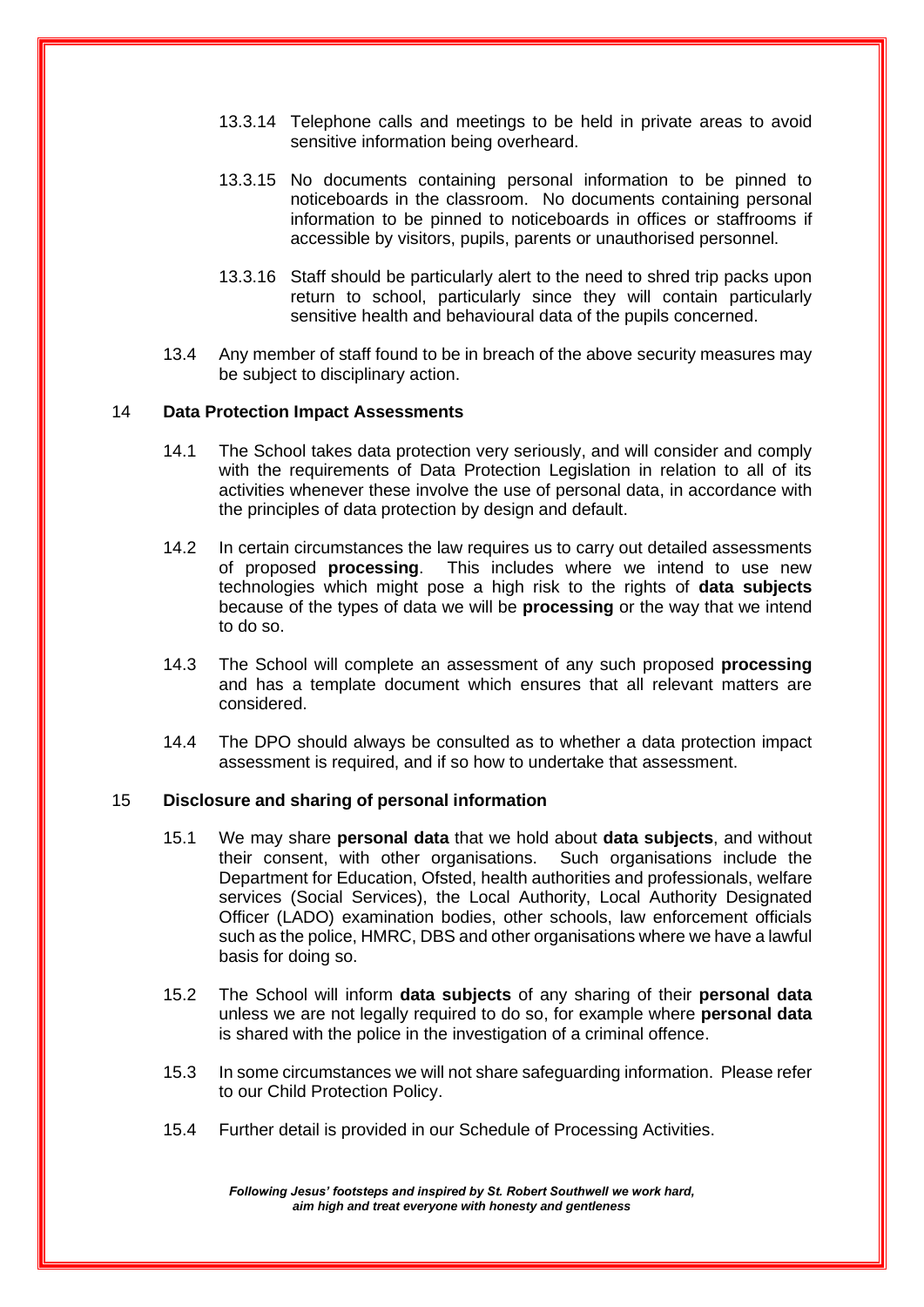13.3.14 Telephone calls and meetings to be held in private areas to avoid sensitive information being overheard.

13.3.15 No documents containing personal information to be pinned to noticeboards in the classroom. No documents containing personal information to be pinned to noticeboards in offices or staffrooms if accessible by visitors, pupils, parents or unauthorised personnel.

13.3.16 Staff should be particularly alert to the need to shred trip packs upon return to school, particularly since they will contain particularly sensitive health and behavioural data of the pupils concerned.

13.4 Any member of staff found to be in breach of the above security measures may be subject to disciplinary action.

## 14 Data Protection Impact Assessments

14.1 The School takes data protection very seriously, and will consider and comply with the requirements of Data Protection Legislation in relation to all of its activities whenever these involve the use of personal data, in accordance with the principles of data protection by design and default.

14.2 In certain circumstances the law requires us to carry out detailed assessments of proposed **processing**. This includes where we intend to use new technologies which might pose a high risk to the rights of **data subjects** because of the types of data we will be **processing** or the way that we intend to do so.

14.3 The School will complete an assessment of any such proposed **processing** and has a template document which ensures that all relevant matters are considered.

14.4 The DPO should always be consulted as to whether a data protection impact assessment is required, and if so how to undertake that assessment.

## 15 Disclosure and sharing of personal information

15.1 We may share **personal data** that we hold about **data subjects**, and without their consent, with other organisations. Such organisations include the Department for Education, Ofsted, health authorities and professionals, welfare services (Social Services), the Local Authority, Local Authority Designated Officer (LADO) examination bodies, other schools, law enforcement officials such as the police, HMRC, DBS and other organisations where we have a lawful basis for doing so.

15.2 The School will inform **data subjects** of any sharing of their **personal data** unless we are not legally required to do so, for example where **personal data** is shared with the police in the investigation of a criminal offence.

15.3 In some circumstances we will not share safeguarding information. Please refer to our Child Protection Policy.

15.4 Further detail is provided in our Schedule of Processing Activities.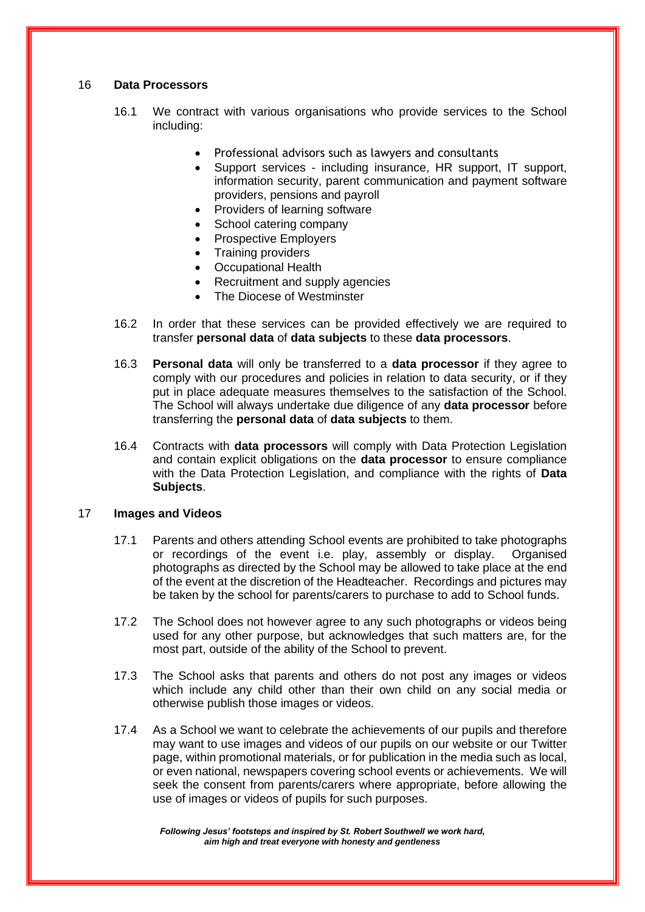## 16 Data Processors

16.1 We contract with various organisations who provide services to the School including:

- Professional advisors such as lawyers and consultants
- Support services - including insurance, HR support, IT support, information security, parent communication and payment software providers, pensions and payroll
- Providers of learning software
- School catering company
- Prospective Employers
- Training providers
- Occupational Health
- Recruitment and supply agencies
- The Diocese of Westminster

16.2 In order that these services can be provided effectively we are required to transfer **personal data** of **data subjects** to these **data processors**.

16.3 **Personal data** will only be transferred to a **data processor** if they agree to comply with our procedures and policies in relation to data security, or if they put in place adequate measures themselves to the satisfaction of the School. The School will always undertake due diligence of any **data processor** before transferring the **personal data** of **data subjects** to them.

16.4 Contracts with **data processors** will comply with Data Protection Legislation and contain explicit obligations on the **data processor** to ensure compliance with the Data Protection Legislation, and compliance with the rights of **Data Subjects**.

## 17 Images and Videos

17.1 Parents and others attending School events are prohibited to take photographs or recordings of the event i.e. play, assembly or display. Organised photographs as directed by the School may be allowed to take place at the end of the event at the discretion of the Headteacher. Recordings and pictures may be taken by the school for parents/carers to purchase to add to School funds.

17.2 The School does not however agree to any such photographs or videos being used for any other purpose, but acknowledges that such matters are, for the most part, outside of the ability of the School to prevent.

17.3 The School asks that parents and others do not post any images or videos which include any child other than their own child on any social media or otherwise publish those images or videos.

17.4 As a School we want to celebrate the achievements of our pupils and therefore may want to use images and videos of our pupils on our website or our Twitter page, within promotional materials, or for publication in the media such as local, or even national, newspapers covering school events or achievements. We will seek the consent from parents/carers where appropriate, before allowing the use of images or videos of pupils for such purposes.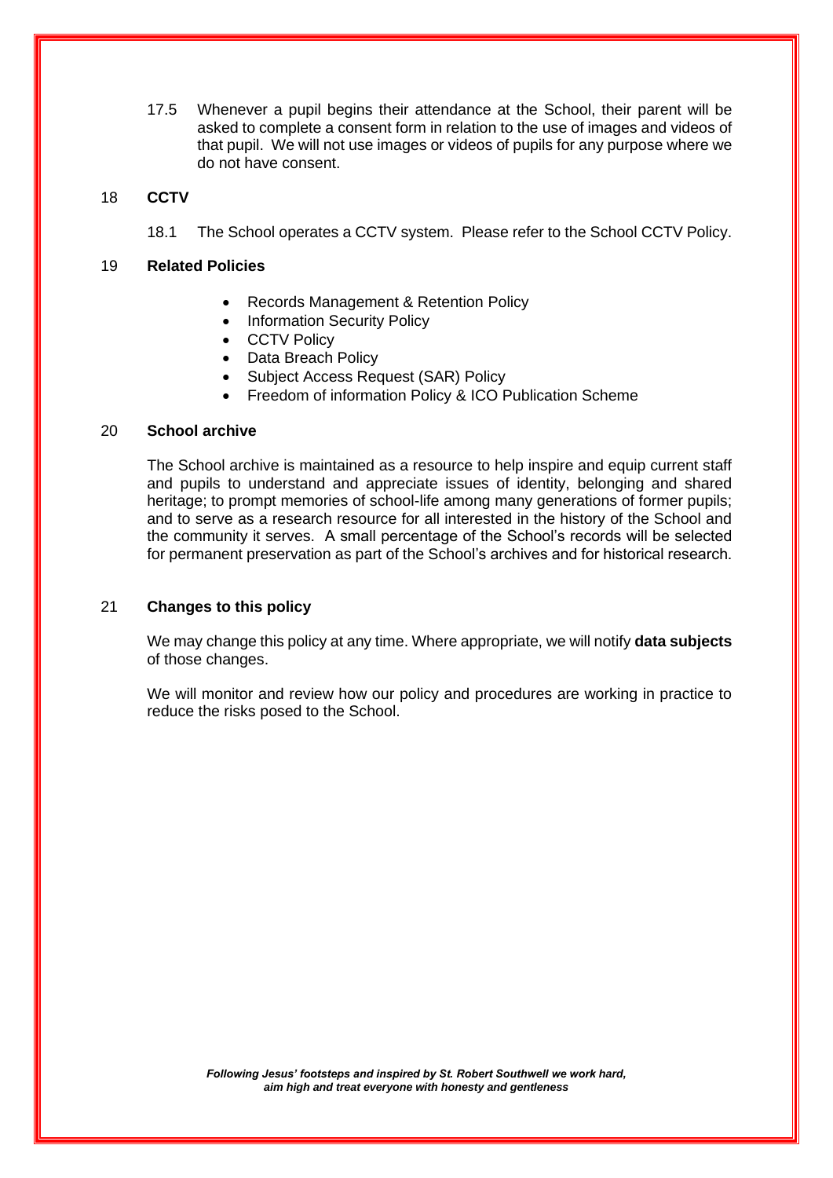17.5 Whenever a pupil begins their attendance at the School, their parent will be asked to complete a consent form in relation to the use of images and videos of that pupil. We will not use images or videos of pupils for any purpose where we do not have consent.

## 18 CCTV

18.1 The School operates a CCTV system. Please refer to the School CCTV Policy.

## 19 Related Policies

- Records Management & Retention Policy
- Information Security Policy
- CCTV Policy
- Data Breach Policy
- Subject Access Request (SAR) Policy
- Freedom of information Policy & ICO Publication Scheme

## 20 School archive

The School archive is maintained as a resource to help inspire and equip current staff and pupils to understand and appreciate issues of identity, belonging and shared heritage; to prompt memories of school-life among many generations of former pupils; and to serve as a research resource for all interested in the history of the School and the community it serves. A small percentage of the School's records will be selected for permanent preservation as part of the School's archives and for historical research.

## 21 Changes to this policy

We may change this policy at any time. Where appropriate, we will notify **data subjects** of those changes.

We will monitor and review how our policy and procedures are working in practice to reduce the risks posed to the School.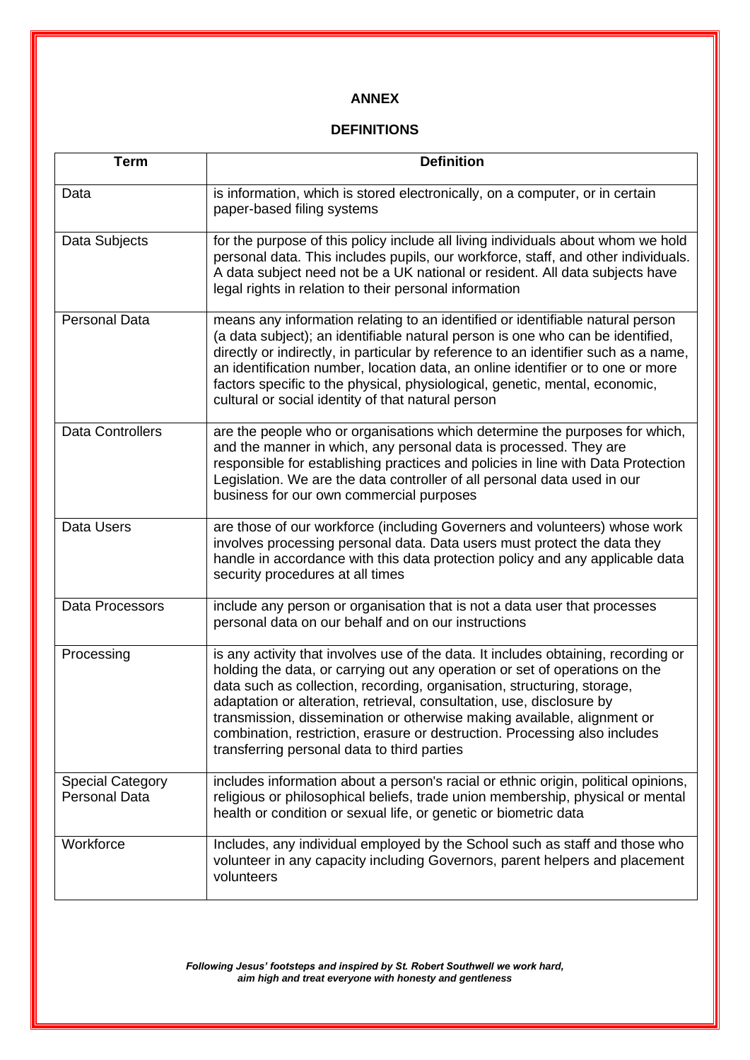## ANNEX

## DEFINITIONS

| Term | Definition |
|---|---|
| Data | is information, which is stored electronically, on a computer, or in certain paper-based filing systems |
| Data Subjects | for the purpose of this policy include all living individuals about whom we hold personal data. This includes pupils, our workforce, staff, and other individuals. A data subject need not be a UK national or resident. All data subjects have legal rights in relation to their personal information |
| Personal Data | means any information relating to an identified or identifiable natural person (a data subject); an identifiable natural person is one who can be identified, directly or indirectly, in particular by reference to an identifier such as a name, an identification number, location data, an online identifier or to one or more factors specific to the physical, physiological, genetic, mental, economic, cultural or social identity of that natural person |
| Data Controllers | are the people who or organisations which determine the purposes for which, and the manner in which, any personal data is processed. They are responsible for establishing practices and policies in line with Data Protection Legislation. We are the data controller of all personal data used in our business for our own commercial purposes |
| Data Users | are those of our workforce (including Governers and volunteers) whose work involves processing personal data. Data users must protect the data they handle in accordance with this data protection policy and any applicable data security procedures at all times |
| Data Processors | include any person or organisation that is not a data user that processes personal data on our behalf and on our instructions |
| Processing | is any activity that involves use of the data. It includes obtaining, recording or holding the data, or carrying out any operation or set of operations on the data such as collection, recording, organisation, structuring, storage, adaptation or alteration, retrieval, consultation, use, disclosure by transmission, dissemination or otherwise making available, alignment or combination, restriction, erasure or destruction. Processing also includes transferring personal data to third parties |
| Special Category Personal Data | includes information about a person's racial or ethnic origin, political opinions, religious or philosophical beliefs, trade union membership, physical or mental health or condition or sexual life, or genetic or biometric data |
| Workforce | Includes, any individual employed by the School such as staff and those who volunteer in any capacity including Governors, parent helpers and placement volunteers |